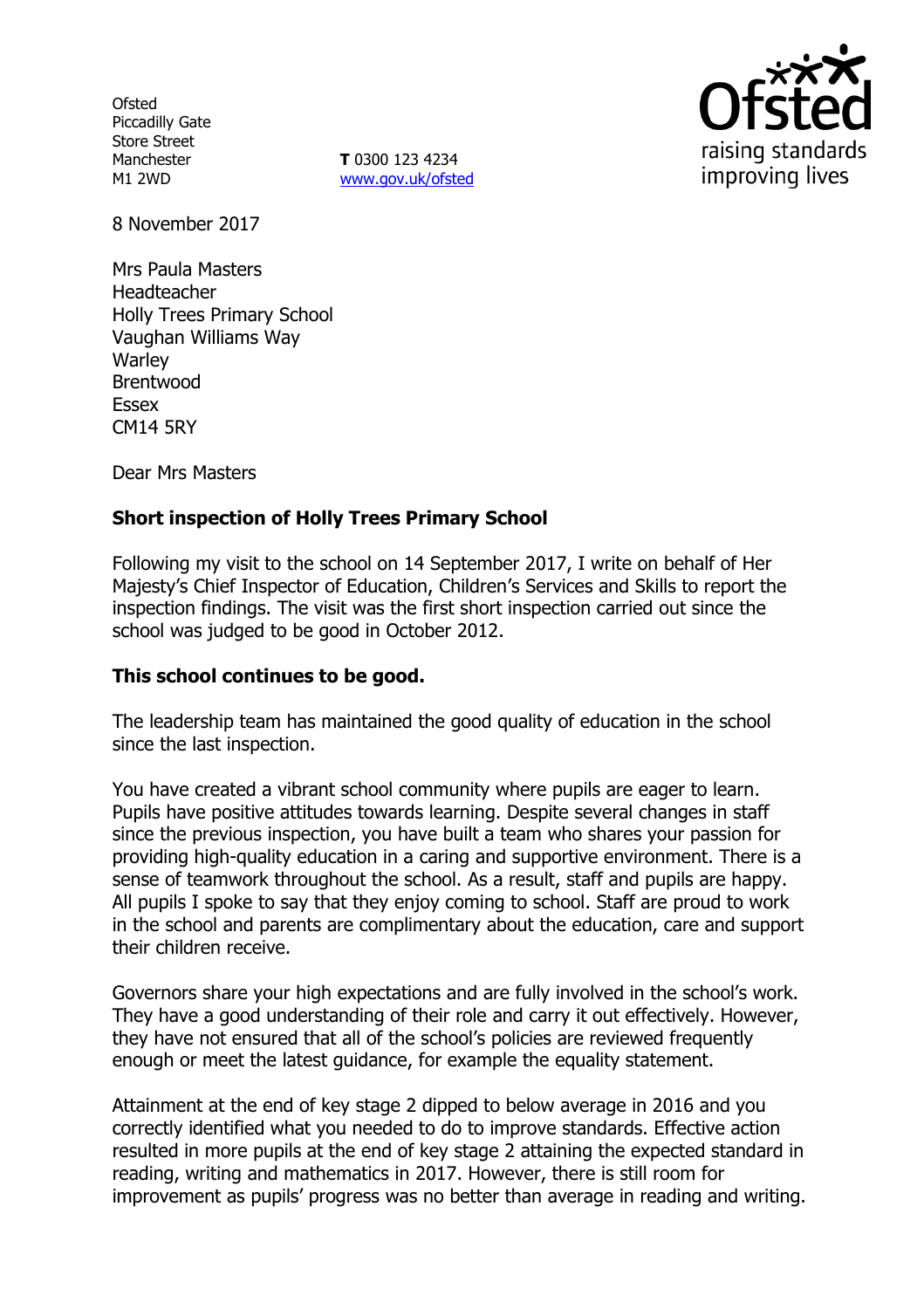Ofsted
Piccadilly Gate
Store Street
Manchester
M1 2WD

**T** 0300 123 4234
www.gov.uk/ofsted

8 November 2017

Mrs Paula Masters
Headteacher
Holly Trees Primary School
Vaughan Williams Way
Warley
Brentwood
Essex
CM14 5RY

Dear Mrs Masters

**Short inspection of Holly Trees Primary School**

Following my visit to the school on 14 September 2017, I write on behalf of Her Majesty's Chief Inspector of Education, Children's Services and Skills to report the inspection findings. The visit was the first short inspection carried out since the school was judged to be good in October 2012.

**This school continues to be good.**

The leadership team has maintained the good quality of education in the school since the last inspection.

You have created a vibrant school community where pupils are eager to learn. Pupils have positive attitudes towards learning. Despite several changes in staff since the previous inspection, you have built a team who shares your passion for providing high-quality education in a caring and supportive environment. There is a sense of teamwork throughout the school. As a result, staff and pupils are happy. All pupils I spoke to say that they enjoy coming to school. Staff are proud to work in the school and parents are complimentary about the education, care and support their children receive.

Governors share your high expectations and are fully involved in the school's work. They have a good understanding of their role and carry it out effectively. However, they have not ensured that all of the school's policies are reviewed frequently enough or meet the latest guidance, for example the equality statement.

Attainment at the end of key stage 2 dipped to below average in 2016 and you correctly identified what you needed to do to improve standards. Effective action resulted in more pupils at the end of key stage 2 attaining the expected standard in reading, writing and mathematics in 2017. However, there is still room for improvement as pupils' progress was no better than average in reading and writing.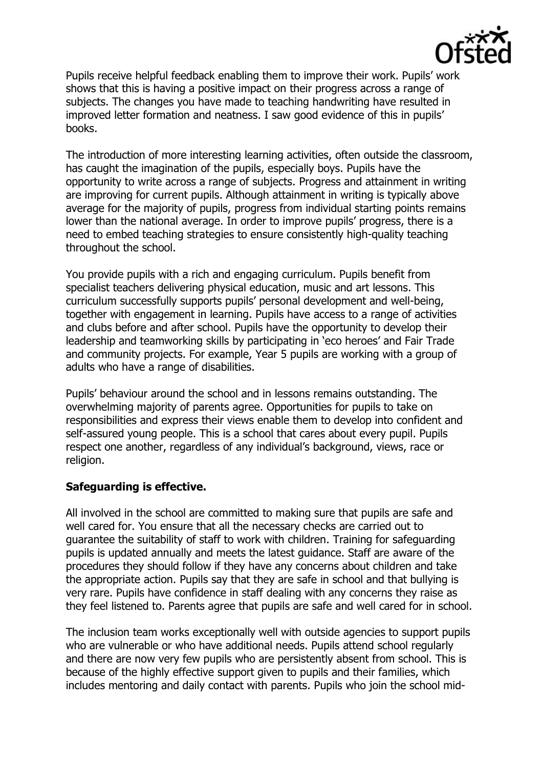Pupils receive helpful feedback enabling them to improve their work. Pupils' work shows that this is having a positive impact on their progress across a range of subjects. The changes you have made to teaching handwriting have resulted in improved letter formation and neatness. I saw good evidence of this in pupils' books.

The introduction of more interesting learning activities, often outside the classroom, has caught the imagination of the pupils, especially boys. Pupils have the opportunity to write across a range of subjects. Progress and attainment in writing are improving for current pupils. Although attainment in writing is typically above average for the majority of pupils, progress from individual starting points remains lower than the national average. In order to improve pupils' progress, there is a need to embed teaching strategies to ensure consistently high-quality teaching throughout the school.

You provide pupils with a rich and engaging curriculum. Pupils benefit from specialist teachers delivering physical education, music and art lessons. This curriculum successfully supports pupils' personal development and well-being, together with engagement in learning. Pupils have access to a range of activities and clubs before and after school. Pupils have the opportunity to develop their leadership and teamworking skills by participating in 'eco heroes' and Fair Trade and community projects. For example, Year 5 pupils are working with a group of adults who have a range of disabilities.

Pupils' behaviour around the school and in lessons remains outstanding. The overwhelming majority of parents agree. Opportunities for pupils to take on responsibilities and express their views enable them to develop into confident and self-assured young people. This is a school that cares about every pupil. Pupils respect one another, regardless of any individual's background, views, race or religion.

**Safeguarding is effective.**

All involved in the school are committed to making sure that pupils are safe and well cared for. You ensure that all the necessary checks are carried out to guarantee the suitability of staff to work with children. Training for safeguarding pupils is updated annually and meets the latest guidance. Staff are aware of the procedures they should follow if they have any concerns about children and take the appropriate action. Pupils say that they are safe in school and that bullying is very rare. Pupils have confidence in staff dealing with any concerns they raise as they feel listened to. Parents agree that pupils are safe and well cared for in school.

The inclusion team works exceptionally well with outside agencies to support pupils who are vulnerable or who have additional needs. Pupils attend school regularly and there are now very few pupils who are persistently absent from school. This is because of the highly effective support given to pupils and their families, which includes mentoring and daily contact with parents. Pupils who join the school mid-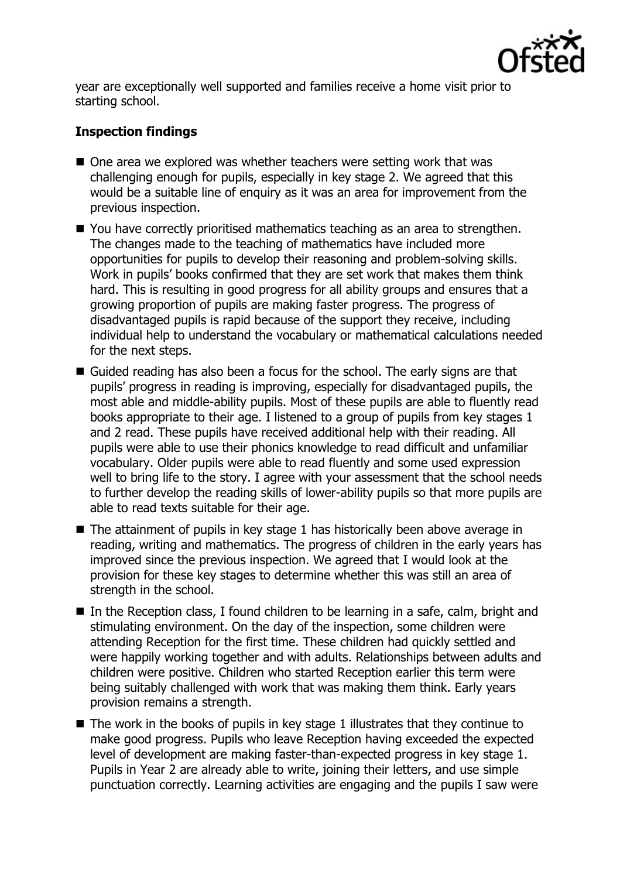year are exceptionally well supported and families receive a home visit prior to starting school.

## Inspection findings

- One area we explored was whether teachers were setting work that was challenging enough for pupils, especially in key stage 2. We agreed that this would be a suitable line of enquiry as it was an area for improvement from the previous inspection.
- You have correctly prioritised mathematics teaching as an area to strengthen. The changes made to the teaching of mathematics have included more opportunities for pupils to develop their reasoning and problem-solving skills. Work in pupils' books confirmed that they are set work that makes them think hard. This is resulting in good progress for all ability groups and ensures that a growing proportion of pupils are making faster progress. The progress of disadvantaged pupils is rapid because of the support they receive, including individual help to understand the vocabulary or mathematical calculations needed for the next steps.
- Guided reading has also been a focus for the school. The early signs are that pupils' progress in reading is improving, especially for disadvantaged pupils, the most able and middle-ability pupils. Most of these pupils are able to fluently read books appropriate to their age. I listened to a group of pupils from key stages 1 and 2 read. These pupils have received additional help with their reading. All pupils were able to use their phonics knowledge to read difficult and unfamiliar vocabulary. Older pupils were able to read fluently and some used expression well to bring life to the story. I agree with your assessment that the school needs to further develop the reading skills of lower-ability pupils so that more pupils are able to read texts suitable for their age.
- The attainment of pupils in key stage 1 has historically been above average in reading, writing and mathematics. The progress of children in the early years has improved since the previous inspection. We agreed that I would look at the provision for these key stages to determine whether this was still an area of strength in the school.
- In the Reception class, I found children to be learning in a safe, calm, bright and stimulating environment. On the day of the inspection, some children were attending Reception for the first time. These children had quickly settled and were happily working together and with adults. Relationships between adults and children were positive. Children who started Reception earlier this term were being suitably challenged with work that was making them think. Early years provision remains a strength.
- The work in the books of pupils in key stage 1 illustrates that they continue to make good progress. Pupils who leave Reception having exceeded the expected level of development are making faster-than-expected progress in key stage 1. Pupils in Year 2 are already able to write, joining their letters, and use simple punctuation correctly. Learning activities are engaging and the pupils I saw were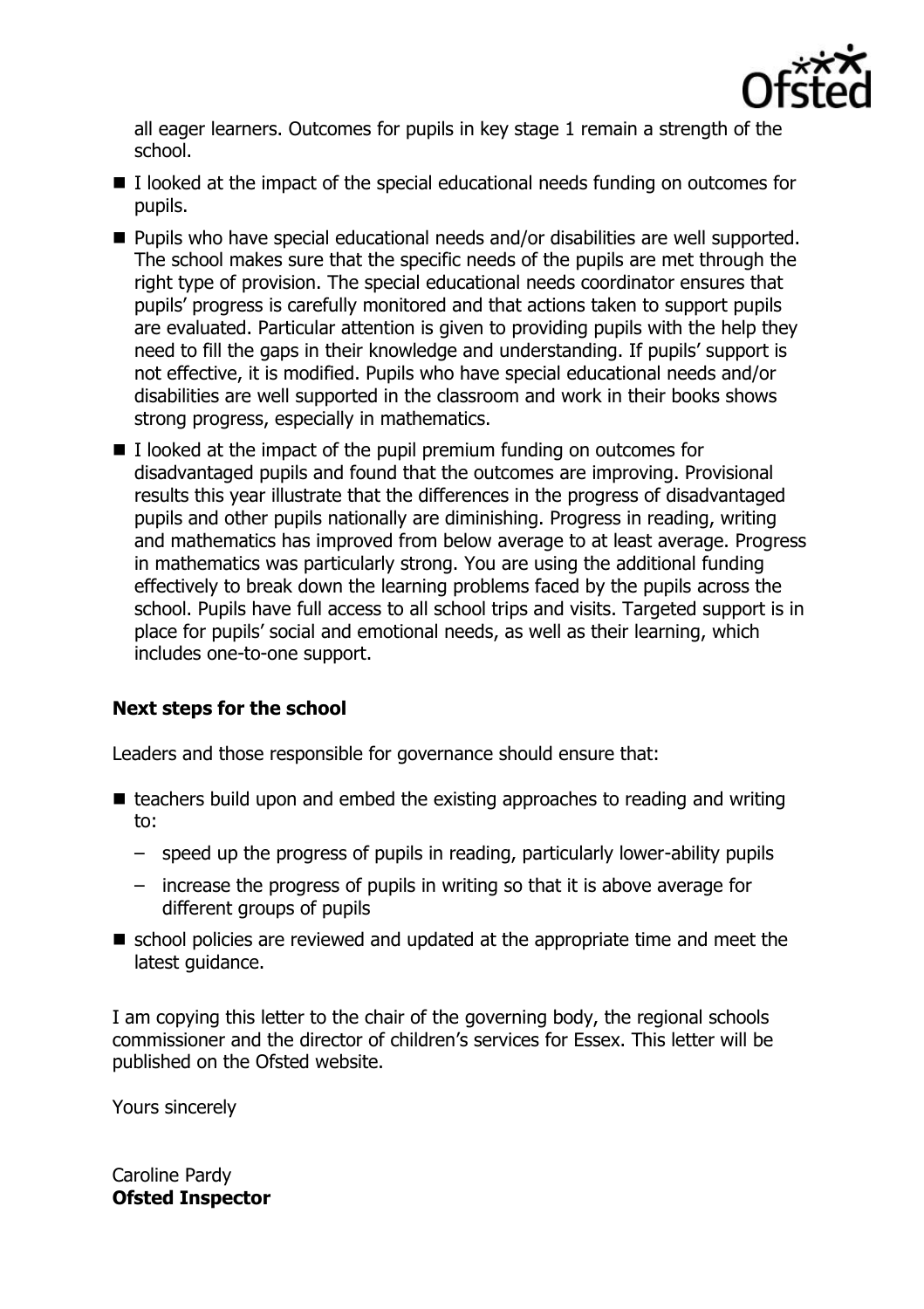all eager learners. Outcomes for pupils in key stage 1 remain a strength of the school.

- I looked at the impact of the special educational needs funding on outcomes for pupils.
- Pupils who have special educational needs and/or disabilities are well supported. The school makes sure that the specific needs of the pupils are met through the right type of provision. The special educational needs coordinator ensures that pupils' progress is carefully monitored and that actions taken to support pupils are evaluated. Particular attention is given to providing pupils with the help they need to fill the gaps in their knowledge and understanding. If pupils' support is not effective, it is modified. Pupils who have special educational needs and/or disabilities are well supported in the classroom and work in their books shows strong progress, especially in mathematics.
- I looked at the impact of the pupil premium funding on outcomes for disadvantaged pupils and found that the outcomes are improving. Provisional results this year illustrate that the differences in the progress of disadvantaged pupils and other pupils nationally are diminishing. Progress in reading, writing and mathematics has improved from below average to at least average. Progress in mathematics was particularly strong. You are using the additional funding effectively to break down the learning problems faced by the pupils across the school. Pupils have full access to all school trips and visits. Targeted support is in place for pupils' social and emotional needs, as well as their learning, which includes one-to-one support.

## Next steps for the school

Leaders and those responsible for governance should ensure that:

- teachers build upon and embed the existing approaches to reading and writing to:
  - speed up the progress of pupils in reading, particularly lower-ability pupils
  - increase the progress of pupils in writing so that it is above average for different groups of pupils
- school policies are reviewed and updated at the appropriate time and meet the latest guidance.

I am copying this letter to the chair of the governing body, the regional schools commissioner and the director of children's services for Essex. This letter will be published on the Ofsted website.

Yours sincerely

Caroline Pardy
**Ofsted Inspector**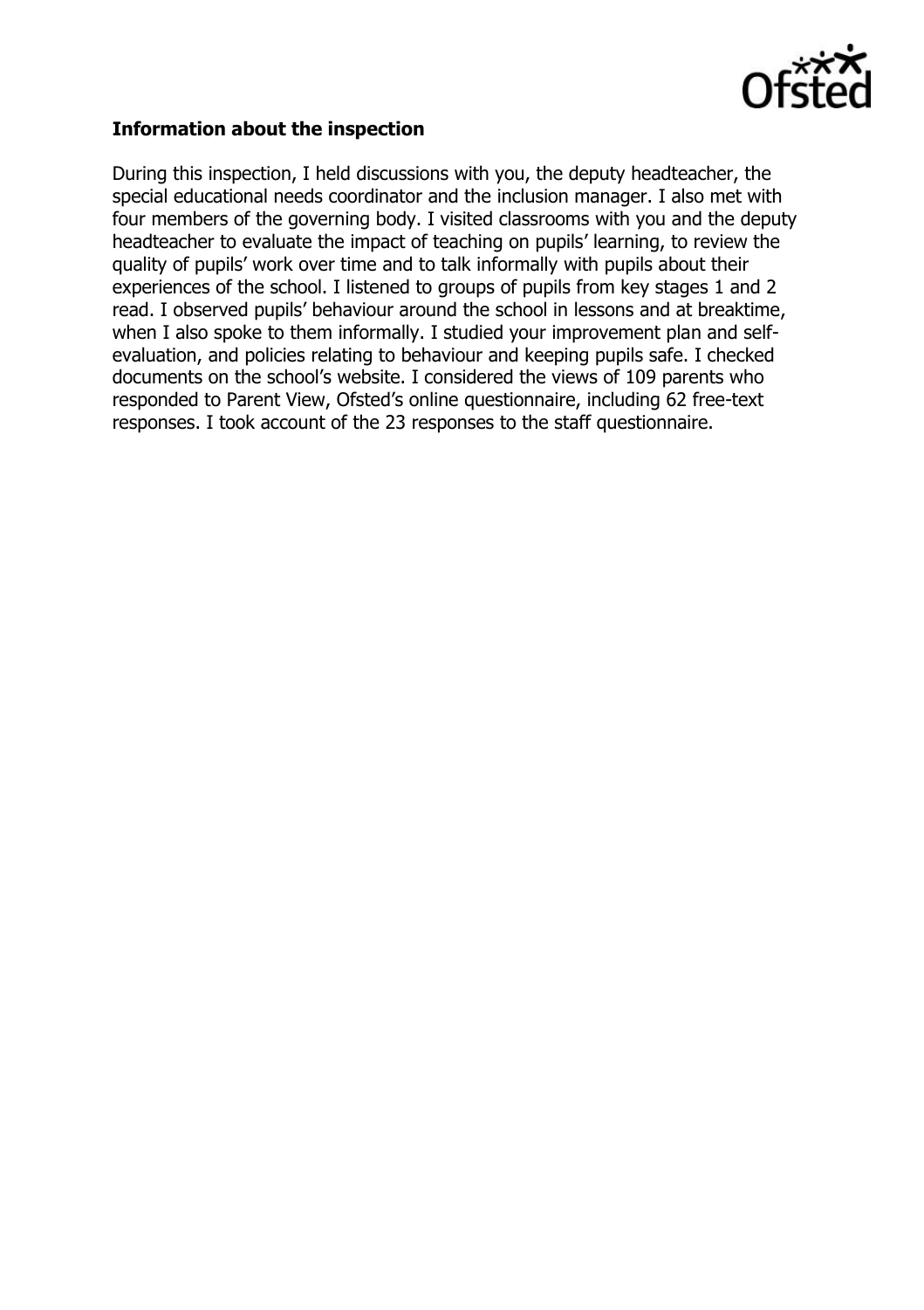**Information about the inspection**

During this inspection, I held discussions with you, the deputy headteacher, the special educational needs coordinator and the inclusion manager. I also met with four members of the governing body. I visited classrooms with you and the deputy headteacher to evaluate the impact of teaching on pupils' learning, to review the quality of pupils' work over time and to talk informally with pupils about their experiences of the school. I listened to groups of pupils from key stages 1 and 2 read. I observed pupils' behaviour around the school in lessons and at breaktime, when I also spoke to them informally. I studied your improvement plan and self-evaluation, and policies relating to behaviour and keeping pupils safe. I checked documents on the school's website. I considered the views of 109 parents who responded to Parent View, Ofsted's online questionnaire, including 62 free-text responses. I took account of the 23 responses to the staff questionnaire.